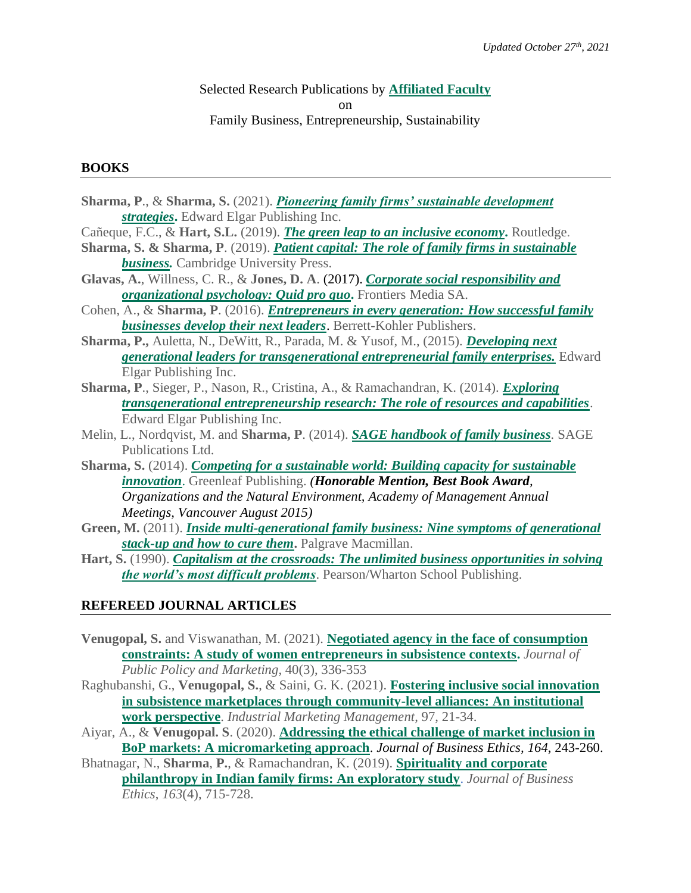*Updated October 27th, 2021*

Selected Research Publications by **Affiliated Faculty**
on
Family Business, Entrepreneurship, Sustainability

## BOOKS

**Sharma, P**., & **Sharma, S.** (2021). ***Pioneering family firms' sustainable development strategies*****.** Edward Elgar Publishing Inc.

Cañeque, F.C., & **Hart, S.L.** (2019). ***The green leap to an inclusive economy*****.** Routledge.

**Sharma, S. & Sharma, P**. (2019). ***Patient capital: The role of family firms in sustainable business.*** Cambridge University Press.

**Glavas, A.**, Willness, C. R., & **Jones, D. A**. (2017). ***Corporate social responsibility and organizational psychology: Quid pro quo*****.** Frontiers Media SA.

Cohen, A., & **Sharma, P**. (2016). ***Entrepreneurs in every generation: How successful family businesses develop their next leaders***. Berrett-Kohler Publishers.

**Sharma, P.,** Auletta, N., DeWitt, R., Parada, M. & Yusof, M., (2015). ***Developing next generational leaders for transgenerational entrepreneurial family enterprises.*** Edward Elgar Publishing Inc.

**Sharma, P**., Sieger, P., Nason, R., Cristina, A., & Ramachandran, K. (2014). ***Exploring transgenerational entrepreneurship research: The role of resources and capabilities***. Edward Elgar Publishing Inc.

Melin, L., Nordqvist, M. and **Sharma, P**. (2014). ***SAGE handbook of family business****.* SAGE Publications Ltd.

**Sharma, S.** (2014). ***Competing for a sustainable world: Building capacity for sustainable innovation***. Greenleaf Publishing. *(**Honorable Mention, Best Book Award**, Organizations and the Natural Environment, Academy of Management Annual Meetings, Vancouver August 2015)*

**Green, M.** (2011). ***Inside multi-generational family business: Nine symptoms of generational stack-up and how to cure them*****.** Palgrave Macmillan.

**Hart, S.** (1990). ***Capitalism at the crossroads: The unlimited business opportunities in solving the world's most difficult problems***. Pearson/Wharton School Publishing.

## REFEREED JOURNAL ARTICLES

**Venugopal, S.** and Viswanathan, M. (2021). **Negotiated agency in the face of consumption constraints: A study of women entrepreneurs in subsistence contexts.** *Journal of Public Policy and Marketing*, 40(3), 336-353

Raghubanshi, G., **Venugopal, S.**, & Saini, G. K. (2021). **Fostering inclusive social innovation in subsistence marketplaces through community-level alliances: An institutional work perspective**. *Industrial Marketing Management*, 97, 21-34.

Aiyar, A., & **Venugopal. S**. (2020). **Addressing the ethical challenge of market inclusion in BoP markets: A micromarketing approach**. *Journal of Business Ethics, 164*, 243-260.

Bhatnagar, N., **Sharma**, **P.**, & Ramachandran, K. (2019). **Spirituality and corporate philanthropy in Indian family firms: An exploratory study**. *Journal of Business Ethics*, *163*(4), 715-728.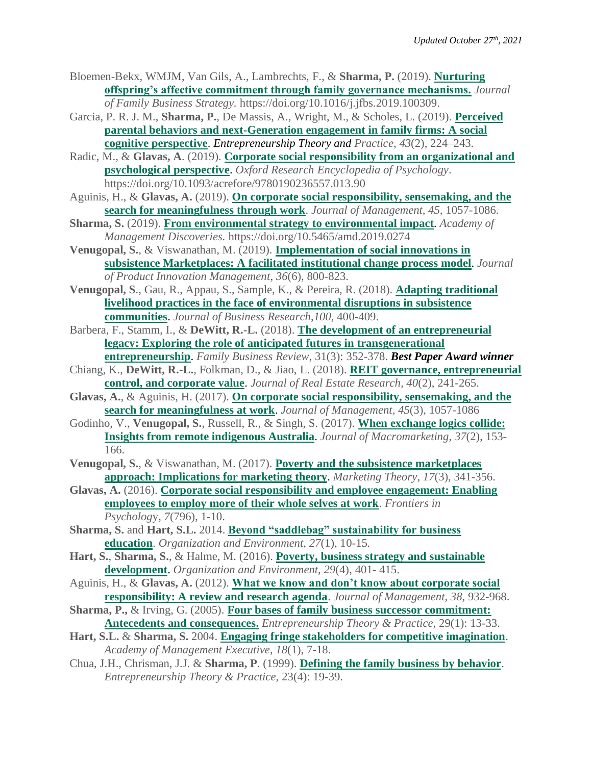Bloemen-Bekx, WMJM, Van Gils, A., Lambrechts, F., & **Sharma, P.** (2019). **Nurturing offspring's affective commitment through family governance mechanisms.** *Journal of Family Business Strategy.* https://doi.org/10.1016/j.jfbs.2019.100309.

Garcia, P. R. J. M., **Sharma, P.**, De Massis, A., Wright, M., & Scholes, L. (2019). **Perceived parental behaviors and next-Generation engagement in family firms: A social cognitive perspective**. *Entrepreneurship Theory and Practice*, *43*(2), 224–243.

Radic, M., & **Glavas, A**. (2019). **Corporate social responsibility from an organizational and psychological perspective**. *Oxford Research Encyclopedia of Psychology*. https://doi.org/10.1093/acrefore/9780190236557.013.90

Aguinis, H., & **Glavas, A.** (2019). **On corporate social responsibility, sensemaking, and the search for meaningfulness through work**. *Journal of Management*, *45*, 1057-1086.

**Sharma, S.** (2019). **From environmental strategy to environmental impact**. *Academy of Management Discoveries.* https://doi.org/10.5465/amd.2019.0274

**Venugopal, S.**, & Viswanathan, M. (2019). **Implementation of social innovations in subsistence Marketplaces: A facilitated institutional change process model**. *Journal of Product Innovation Management*, *36*(6), 800-823.

**Venugopal, S**., Gau, R., Appau, S., Sample, K., & Pereira, R. (2018). **Adapting traditional livelihood practices in the face of environmental disruptions in subsistence communities**. *Journal of Business Research,100*, 400-409.

Barbera, F., Stamm, I., & **DeWitt, R.-L.** (2018). **The development of an entrepreneurial legacy: Exploring the role of anticipated futures in transgenerational entrepreneurship**. *Family Business Review*, 31(3): 352-378. ***Best Paper Award winner***

Chiang, K., **DeWitt, R.-L.**, Folkman, D., & Jiao, L. (2018). **REIT governance, entrepreneurial control, and corporate value**. *Journal of Real Estate Research, 40*(2), 241-265.

**Glavas, A.**, & Aguinis, H. (2017). **On corporate social responsibility, sensemaking, and the search for meaningfulness at work**. *Journal of Management*, *45*(3), 1057-1086

Godinho, V., **Venugopal, S.**, Russell, R., & Singh, S. (2017). **When exchange logics collide: Insights from remote indigenous Australia**. *Journal of Macromarketing*, *37*(2), 153-166.

**Venugopal, S.**, & Viswanathan, M. (2017). **Poverty and the subsistence marketplaces approach: Implications for marketing theory**. *Marketing Theory*, *17*(3), 341-356.

**Glavas, A.** (2016). **Corporate social responsibility and employee engagement: Enabling employees to employ more of their whole selves at work**. *Frontiers in Psychology*, *7*(796), 1-10.

**Sharma, S.** and **Hart, S.L.** 2014. **Beyond "saddlebag" sustainability for business education**. *Organization and Environment, 27*(1), 10-15.

**Hart, S.**, **Sharma, S.**, & Halme, M. (2016). **Poverty, business strategy and sustainable development**. *Organization and Environment, 29*(4), 401- 415.

Aguinis, H., & **Glavas, A.** (2012). **What we know and don't know about corporate social responsibility: A review and research agenda**. *Journal of Management*, *38*, 932-968.

**Sharma, P.,** & Irving, G. (2005). **Four bases of family business successor commitment: Antecedents and consequences.** *Entrepreneurship Theory & Practice*, 29(1): 13-33.

**Hart, S.L.** & **Sharma, S.** 2004. **Engaging fringe stakeholders for competitive imagination**. *Academy of Management Executive*, *18*(1), 7-18.

Chua, J.H., Chrisman, J.J. & **Sharma, P**. (1999). **Defining the family business by behavior**. *Entrepreneurship Theory & Practice,* 23(4): 19-39.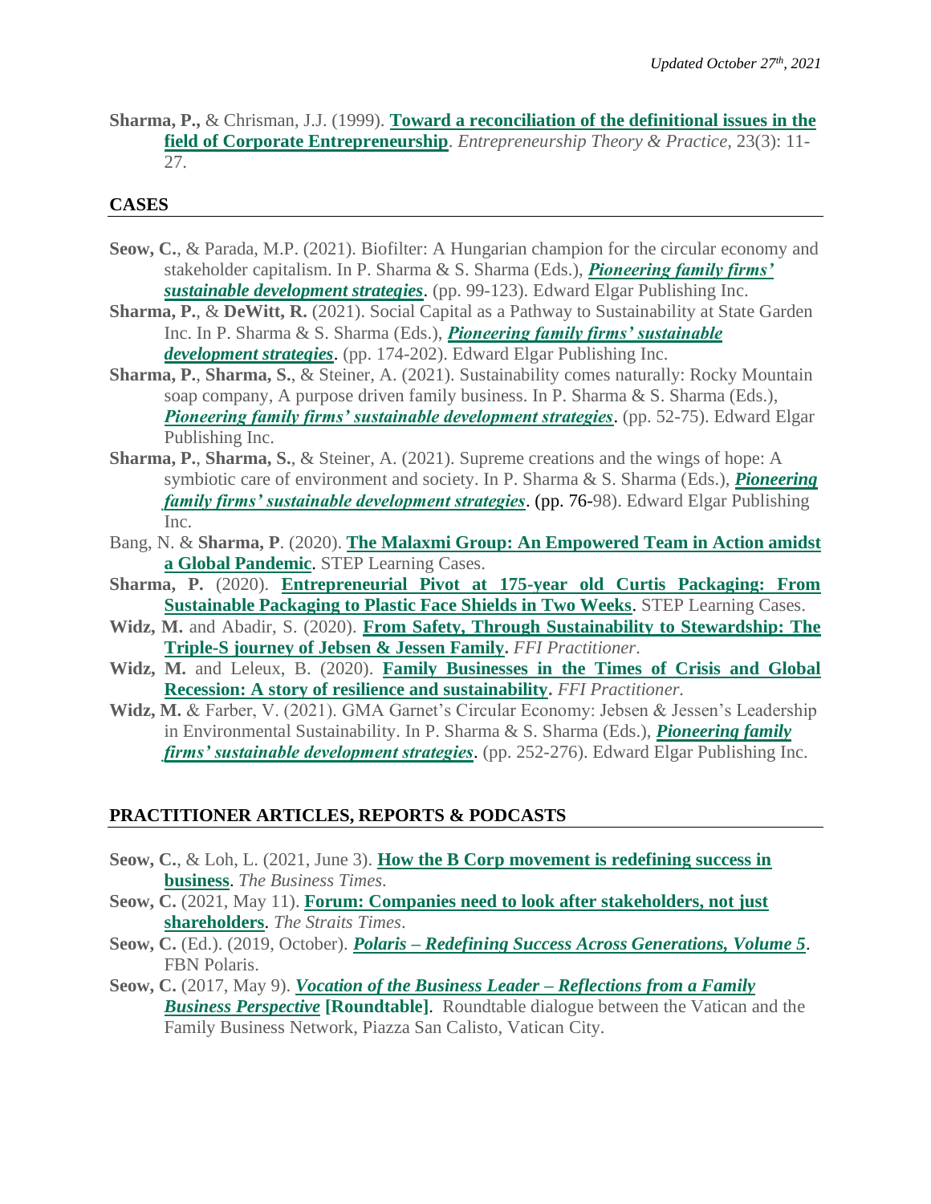**Sharma, P.,** & Chrisman, J.J. (1999). **Toward a reconciliation of the definitional issues in the field of Corporate Entrepreneurship**. *Entrepreneurship Theory & Practice,* 23(3): 11-27.

## CASES

- **Seow, C.**, & Parada, M.P. (2021). Biofilter: A Hungarian champion for the circular economy and stakeholder capitalism. In P. Sharma & S. Sharma (Eds.), ***Pioneering family firms' sustainable development strategies***. (pp. 99-123). Edward Elgar Publishing Inc.
- **Sharma, P.**, & **DeWitt, R.** (2021). Social Capital as a Pathway to Sustainability at State Garden Inc. In P. Sharma & S. Sharma (Eds.), ***Pioneering family firms' sustainable development strategies***. (pp. 174-202). Edward Elgar Publishing Inc.
- **Sharma, P.**, **Sharma, S.**, & Steiner, A. (2021). Sustainability comes naturally: Rocky Mountain soap company, A purpose driven family business. In P. Sharma & S. Sharma (Eds.), ***Pioneering family firms' sustainable development strategies***. (pp. 52-75). Edward Elgar Publishing Inc.
- **Sharma, P.**, **Sharma, S.**, & Steiner, A. (2021). Supreme creations and the wings of hope: A symbiotic care of environment and society. In P. Sharma & S. Sharma (Eds.), ***Pioneering family firms' sustainable development strategies***. (pp. 76-98). Edward Elgar Publishing Inc.
- Bang, N. & **Sharma, P**. (2020). **The Malaxmi Group: An Empowered Team in Action amidst a Global Pandemic**. STEP Learning Cases.
- **Sharma, P.** (2020). **Entrepreneurial Pivot at 175-year old Curtis Packaging: From Sustainable Packaging to Plastic Face Shields in Two Weeks**. STEP Learning Cases.
- **Widz, M.** and Abadir, S. (2020). **From Safety, Through Sustainability to Stewardship: The Triple-S journey of Jebsen & Jessen Family.** *FFI Practitioner*.
- **Widz, M.** and Leleux, B. (2020). **Family Businesses in the Times of Crisis and Global Recession: A story of resilience and sustainability.** *FFI Practitioner.*
- **Widz, M.** & Farber, V. (2021). GMA Garnet's Circular Economy: Jebsen & Jessen's Leadership in Environmental Sustainability. In P. Sharma & S. Sharma (Eds.), ***Pioneering family firms' sustainable development strategies***. (pp. 252-276). Edward Elgar Publishing Inc.

## PRACTITIONER ARTICLES, REPORTS & PODCASTS

- **Seow, C.**, & Loh, L. (2021, June 3). **How the B Corp movement is redefining success in business**. *The Business Times.*
- **Seow, C.** (2021, May 11). **Forum: Companies need to look after stakeholders, not just shareholders**. *The Straits Times*.
- **Seow, C.** (Ed.). (2019, October). ***Polaris – Redefining Success Across Generations, Volume 5***. FBN Polaris.
- **Seow, C.** (2017, May 9). ***Vocation of the Business Leader – Reflections from a Family Business Perspective*** **[Roundtable]**. Roundtable dialogue between the Vatican and the Family Business Network, Piazza San Calisto, Vatican City.